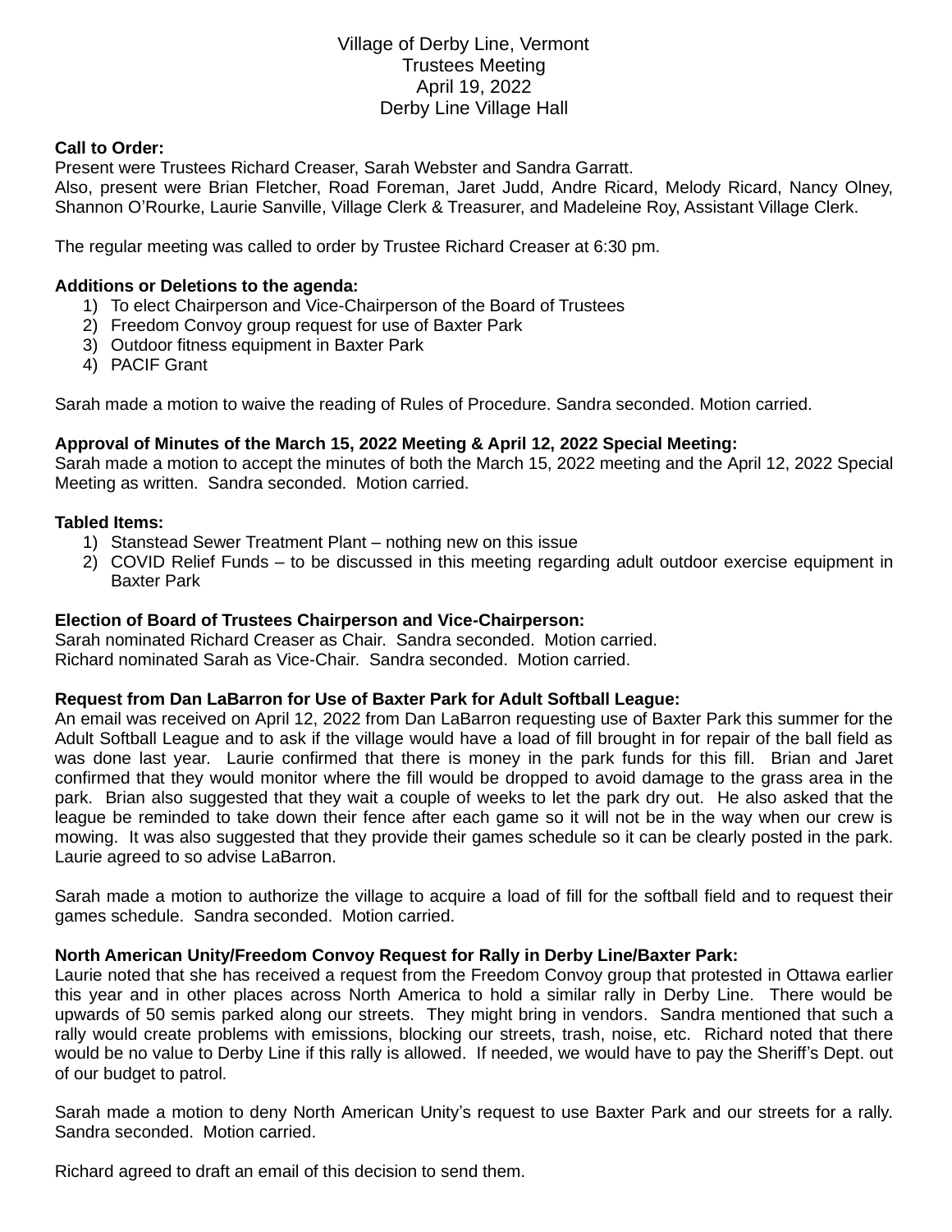Village of Derby Line, Vermont
Trustees Meeting
April 19, 2022
Derby Line Village Hall

**Call to Order:**
Present were Trustees Richard Creaser, Sarah Webster and Sandra Garratt.
Also, present were Brian Fletcher, Road Foreman, Jaret Judd, Andre Ricard, Melody Ricard, Nancy Olney, Shannon O'Rourke, Laurie Sanville, Village Clerk & Treasurer, and Madeleine Roy, Assistant Village Clerk.

The regular meeting was called to order by Trustee Richard Creaser at 6:30 pm.

**Additions or Deletions to the agenda:**

1) To elect Chairperson and Vice-Chairperson of the Board of Trustees
2) Freedom Convoy group request for use of Baxter Park
3) Outdoor fitness equipment in Baxter Park
4) PACIF Grant

Sarah made a motion to waive the reading of Rules of Procedure. Sandra seconded. Motion carried.

**Approval of Minutes of the March 15, 2022 Meeting & April 12, 2022 Special Meeting:**
Sarah made a motion to accept the minutes of both the March 15, 2022 meeting and the April 12, 2022 Special Meeting as written. Sandra seconded. Motion carried.

**Tabled Items:**

1) Stanstead Sewer Treatment Plant – nothing new on this issue
2) COVID Relief Funds – to be discussed in this meeting regarding adult outdoor exercise equipment in Baxter Park

**Election of Board of Trustees Chairperson and Vice-Chairperson:**
Sarah nominated Richard Creaser as Chair. Sandra seconded. Motion carried.
Richard nominated Sarah as Vice-Chair. Sandra seconded. Motion carried.

**Request from Dan LaBarron for Use of Baxter Park for Adult Softball League:**
An email was received on April 12, 2022 from Dan LaBarron requesting use of Baxter Park this summer for the Adult Softball League and to ask if the village would have a load of fill brought in for repair of the ball field as was done last year. Laurie confirmed that there is money in the park funds for this fill. Brian and Jaret confirmed that they would monitor where the fill would be dropped to avoid damage to the grass area in the park. Brian also suggested that they wait a couple of weeks to let the park dry out. He also asked that the league be reminded to take down their fence after each game so it will not be in the way when our crew is mowing. It was also suggested that they provide their games schedule so it can be clearly posted in the park. Laurie agreed to so advise LaBarron.

Sarah made a motion to authorize the village to acquire a load of fill for the softball field and to request their games schedule. Sandra seconded. Motion carried.

**North American Unity/Freedom Convoy Request for Rally in Derby Line/Baxter Park:**
Laurie noted that she has received a request from the Freedom Convoy group that protested in Ottawa earlier this year and in other places across North America to hold a similar rally in Derby Line. There would be upwards of 50 semis parked along our streets. They might bring in vendors. Sandra mentioned that such a rally would create problems with emissions, blocking our streets, trash, noise, etc. Richard noted that there would be no value to Derby Line if this rally is allowed. If needed, we would have to pay the Sheriff's Dept. out of our budget to patrol.

Sarah made a motion to deny North American Unity's request to use Baxter Park and our streets for a rally. Sandra seconded. Motion carried.

Richard agreed to draft an email of this decision to send them.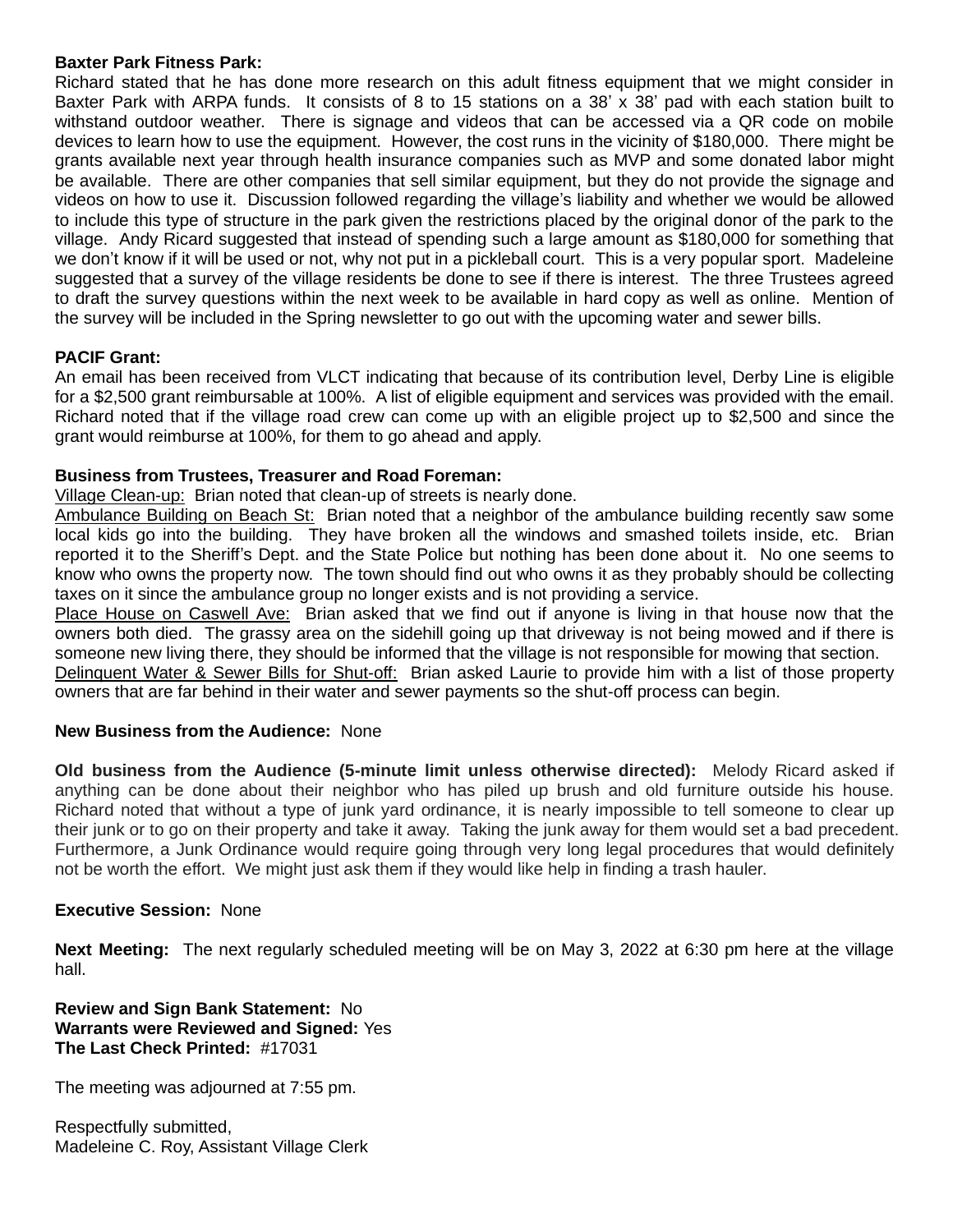**Baxter Park Fitness Park:**
Richard stated that he has done more research on this adult fitness equipment that we might consider in Baxter Park with ARPA funds. It consists of 8 to 15 stations on a 38' x 38' pad with each station built to withstand outdoor weather. There is signage and videos that can be accessed via a QR code on mobile devices to learn how to use the equipment. However, the cost runs in the vicinity of $180,000. There might be grants available next year through health insurance companies such as MVP and some donated labor might be available. There are other companies that sell similar equipment, but they do not provide the signage and videos on how to use it. Discussion followed regarding the village's liability and whether we would be allowed to include this type of structure in the park given the restrictions placed by the original donor of the park to the village. Andy Ricard suggested that instead of spending such a large amount as $180,000 for something that we don't know if it will be used or not, why not put in a pickleball court. This is a very popular sport. Madeleine suggested that a survey of the village residents be done to see if there is interest. The three Trustees agreed to draft the survey questions within the next week to be available in hard copy as well as online. Mention of the survey will be included in the Spring newsletter to go out with the upcoming water and sewer bills.

**PACIF Grant:**
An email has been received from VLCT indicating that because of its contribution level, Derby Line is eligible for a $2,500 grant reimbursable at 100%. A list of eligible equipment and services was provided with the email. Richard noted that if the village road crew can come up with an eligible project up to $2,500 and since the grant would reimburse at 100%, for them to go ahead and apply.

**Business from Trustees, Treasurer and Road Foreman:**
<u>Village Clean-up:</u> Brian noted that clean-up of streets is nearly done.
<u>Ambulance Building on Beach St:</u> Brian noted that a neighbor of the ambulance building recently saw some local kids go into the building. They have broken all the windows and smashed toilets inside, etc. Brian reported it to the Sheriff's Dept. and the State Police but nothing has been done about it. No one seems to know who owns the property now. The town should find out who owns it as they probably should be collecting taxes on it since the ambulance group no longer exists and is not providing a service.
<u>Place House on Caswell Ave:</u> Brian asked that we find out if anyone is living in that house now that the owners both died. The grassy area on the sidehill going up that driveway is not being mowed and if there is someone new living there, they should be informed that the village is not responsible for mowing that section.
<u>Delinquent Water & Sewer Bills for Shut-off:</u> Brian asked Laurie to provide him with a list of those property owners that are far behind in their water and sewer payments so the shut-off process can begin.

**New Business from the Audience:** None

**Old business from the Audience (5-minute limit unless otherwise directed):** Melody Ricard asked if anything can be done about their neighbor who has piled up brush and old furniture outside his house. Richard noted that without a type of junk yard ordinance, it is nearly impossible to tell someone to clear up their junk or to go on their property and take it away. Taking the junk away for them would set a bad precedent. Furthermore, a Junk Ordinance would require going through very long legal procedures that would definitely not be worth the effort. We might just ask them if they would like help in finding a trash hauler.

**Executive Session:** None

**Next Meeting:** The next regularly scheduled meeting will be on May 3, 2022 at 6:30 pm here at the village hall.

**Review and Sign Bank Statement:** No
**Warrants were Reviewed and Signed:** Yes
**The Last Check Printed:** #17031

The meeting was adjourned at 7:55 pm.

Respectfully submitted,
Madeleine C. Roy, Assistant Village Clerk